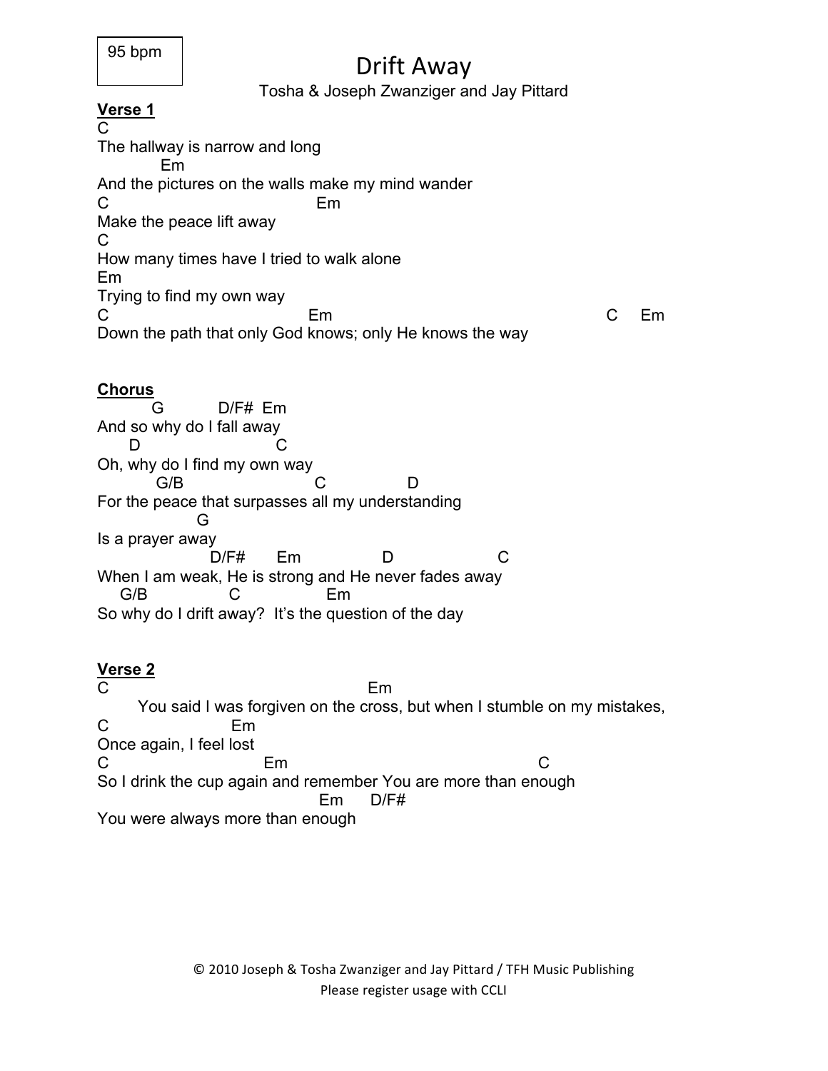95 bpm

# Drift Away

Tosha & Joseph Zwanziger and Jay Pittard

**Verse 1**

```
C
The hallway is narrow and long
          Em
And the pictures on the walls make my mind wander
C                                Em
Make the peace lift away
C
How many times have I tried to walk alone
Em
Trying to find my own way
C                               Em                                      C    Em
Down the path that only God knows; only He knows the way
```

**Chorus**

```
        G          D/F#  Em
And so why do I fall away
     D                    C
Oh, why do I find my own way
        G/B                C             D
For the peace that surpasses all my understanding
               G
Is a prayer away
                  D/F#     Em            D              C
When I am weak, He is strong and He never fades away
   G/B           C             Em
So why do I drift away?  It's the question of the day
```

**Verse 2**

```
C                                              Em
     You said I was forgiven on the cross, but when I stumble on my mistakes,
C                    Em
Once again, I feel lost
C                         Em                                   C
So I drink the cup again and remember You are more than enough
                                Em     D/F#
You were always more than enough
```

© 2010 Joseph & Tosha Zwanziger and Jay Pittard / TFH Music Publishing
Please register usage with CCLI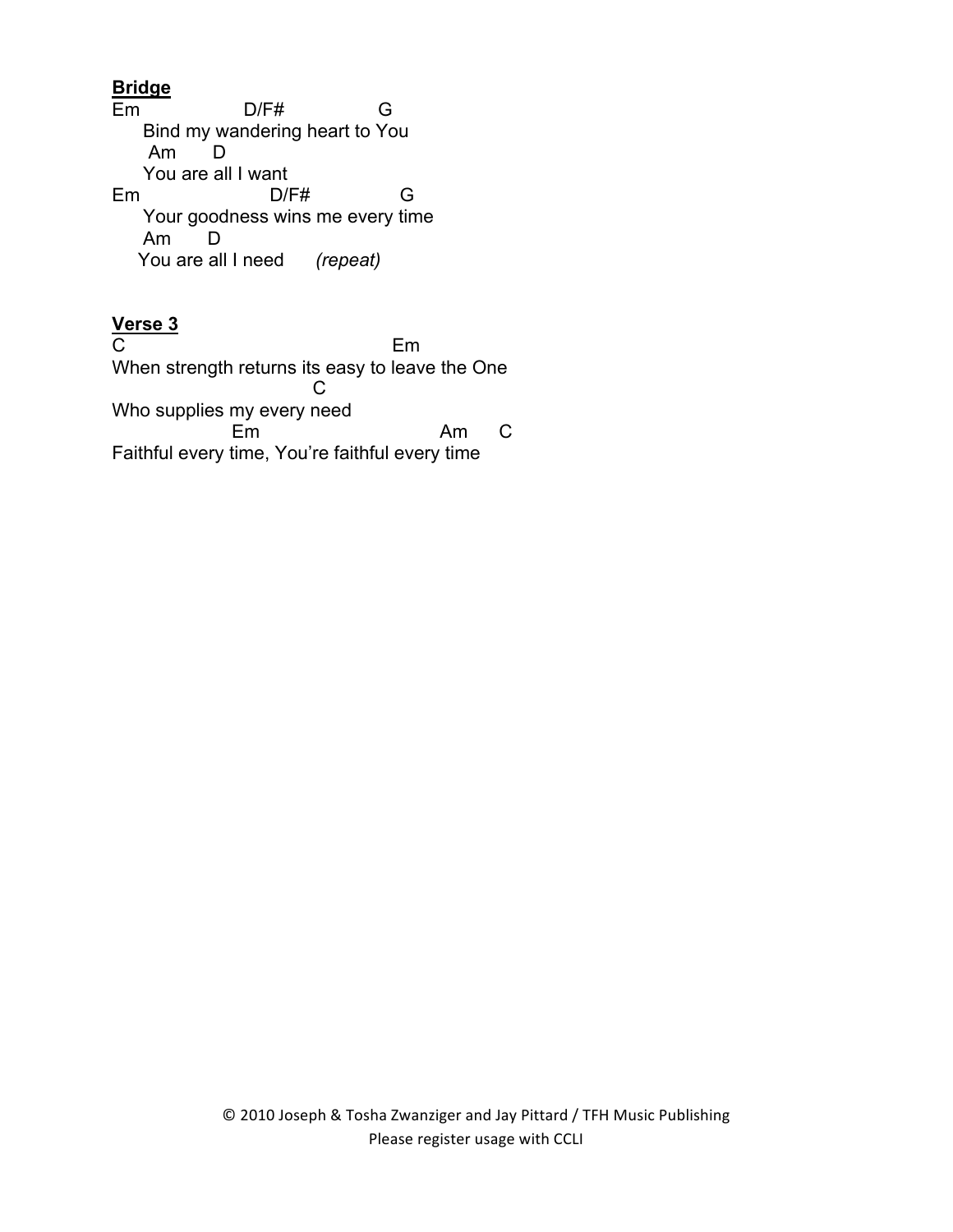**Bridge**

```
Em                  D/F#                G
      Bind my wandering heart to You
       Am       D
      You are all I want
Em                       D/F#                G
      Your goodness wins me every time
      Am       D
     You are all I need      (repeat)
```

**Verse 3**

```
C                                        Em
When strength returns its easy to leave the One
                             C
Who supplies my every need
                  Em                         Am      C
Faithful every time, You're faithful every time
```

© 2010 Joseph & Tosha Zwanziger and Jay Pittard / TFH Music Publishing
Please register usage with CCLI